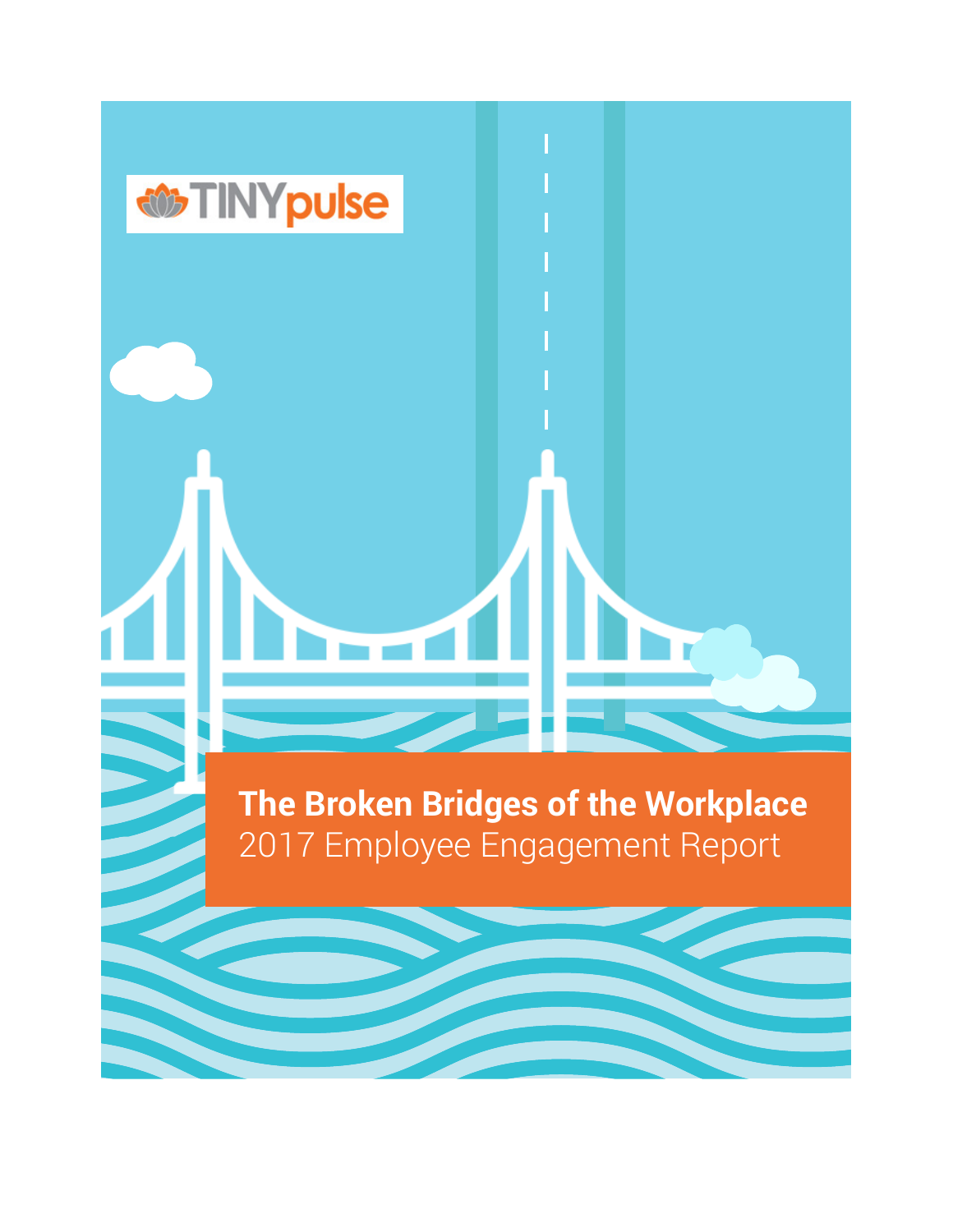TINYpulse

# The Broken Bridges of the Workplace

2017 Employee Engagement Report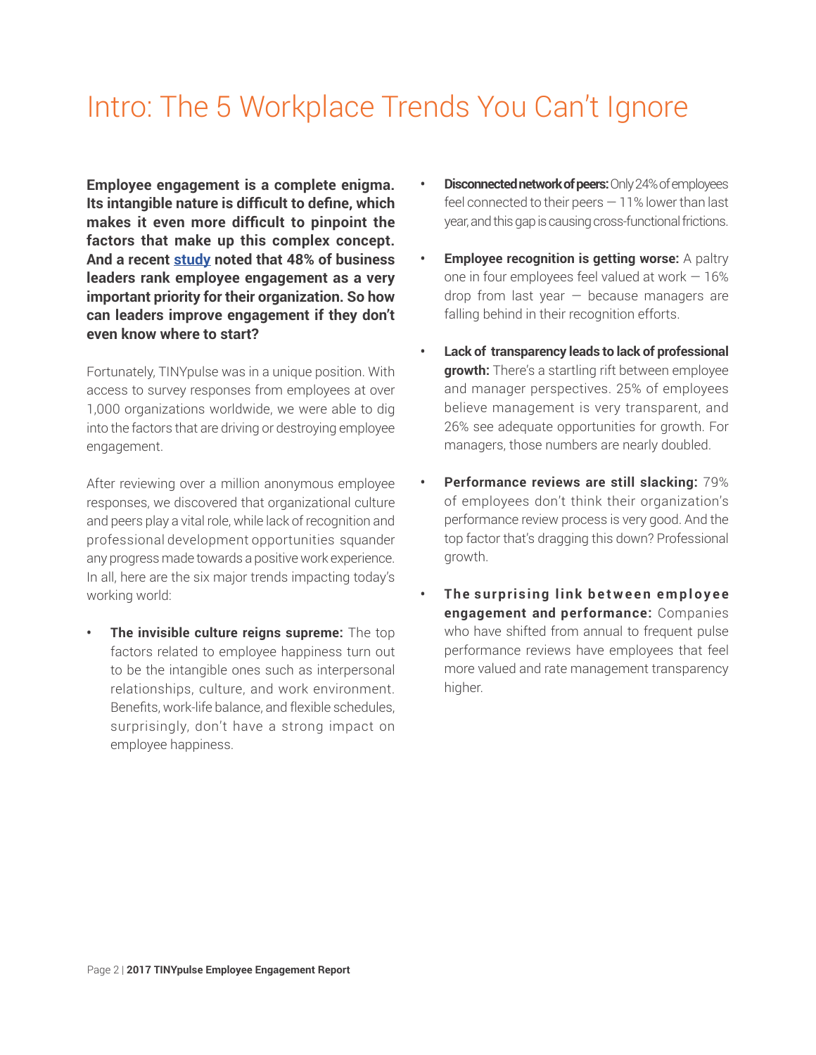# Intro: The 5 Workplace Trends You Can't Ignore

**Employee engagement is a complete enigma. Its intangible nature is difficult to define, which makes it even more difficult to pinpoint the factors that make up this complex concept. And a recent study noted that 48% of business leaders rank employee engagement as a very important priority for their organization. So how can leaders improve engagement if they don't even know where to start?**

Fortunately, TINYpulse was in a unique position. With access to survey responses from employees at over 1,000 organizations worldwide, we were able to dig into the factors that are driving or destroying employee engagement.

After reviewing over a million anonymous employee responses, we discovered that organizational culture and peers play a vital role, while lack of recognition and professional development opportunities squander any progress made towards a positive work experience. In all, here are the six major trends impacting today's working world:

- **The invisible culture reigns supreme:** The top factors related to employee happiness turn out to be the intangible ones such as interpersonal relationships, culture, and work environment. Benefits, work-life balance, and flexible schedules, surprisingly, don't have a strong impact on employee happiness.
- **Disconnected network of peers:** Only 24% of employees feel connected to their peers — 11% lower than last year, and this gap is causing cross-functional frictions.
- **Employee recognition is getting worse:** A paltry one in four employees feel valued at work — 16% drop from last year — because managers are falling behind in their recognition efforts.
- **Lack of transparency leads to lack of professional growth:** There's a startling rift between employee and manager perspectives. 25% of employees believe management is very transparent, and 26% see adequate opportunities for growth. For managers, those numbers are nearly doubled.
- **Performance reviews are still slacking:** 79% of employees don't think their organization's performance review process is very good. And the top factor that's dragging this down? Professional growth.
- **The surprising link between employee engagement and performance:** Companies who have shifted from annual to frequent pulse performance reviews have employees that feel more valued and rate management transparency higher.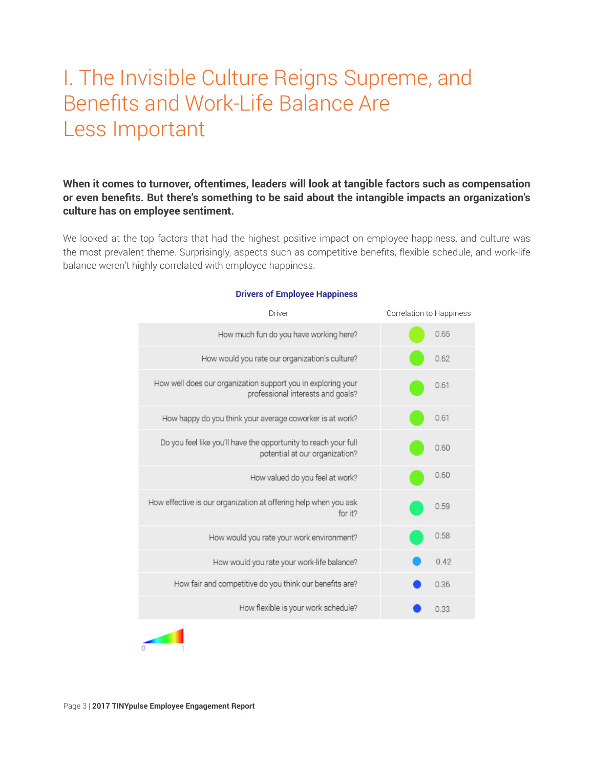# I. The Invisible Culture Reigns Supreme, and Benefits and Work-Life Balance Are Less Important

**When it comes to turnover, oftentimes, leaders will look at tangible factors such as compensation or even benefits. But there's something to be said about the intangible impacts an organization's culture has on employee sentiment.**

We looked at the top factors that had the highest positive impact on employee happiness, and culture was the most prevalent theme. Surprisingly, aspects such as competitive benefits, flexible schedule, and work-life balance weren't highly correlated with employee happiness.

**Drivers of Employee Happiness**

| Driver | Correlation to Happiness |
|---|---|
| How much fun do you have working here? | 0.65 |
| How would you rate our organization's culture? | 0.62 |
| How well does our organization support you in exploring your professional interests and goals? | 0.61 |
| How happy do you think your average coworker is at work? | 0.61 |
| Do you feel like you'll have the opportunity to reach your full potential at our organization? | 0.60 |
| How valued do you feel at work? | 0.60 |
| How effective is our organization at offering help when you ask for it? | 0.59 |
| How would you rate your work environment? | 0.58 |
| How would you rate your work-life balance? | 0.42 |
| How fair and competitive do you think our benefits are? | 0.36 |
| How flexible is your work schedule? | 0.33 |

0 – 1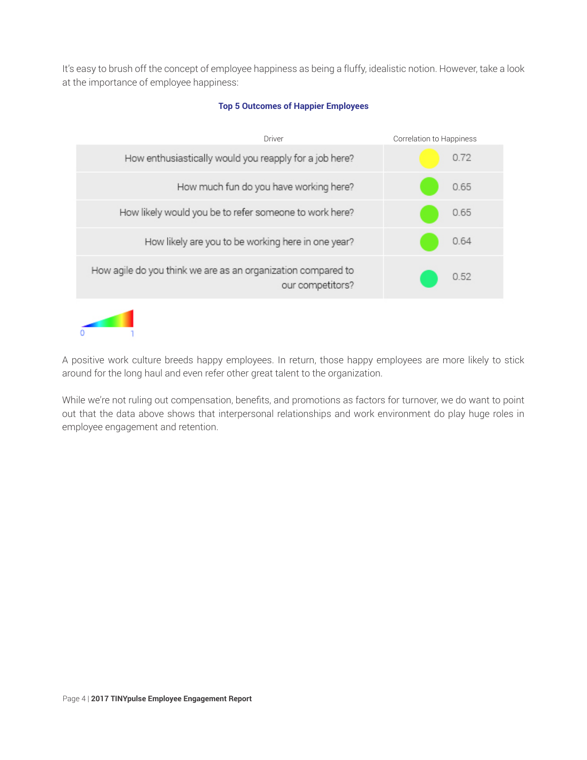It's easy to brush off the concept of employee happiness as being a fluffy, idealistic notion. However, take a look at the importance of employee happiness:

**Top 5 Outcomes of Happier Employees**

| Driver | Correlation to Happiness |
|---|---|
| How enthusiastically would you reapply for a job here? | 0.72 |
| How much fun do you have working here? | 0.65 |
| How likely would you be to refer someone to work here? | 0.65 |
| How likely are you to be working here in one year? | 0.64 |
| How agile do you think we are as an organization compared to our competitors? | 0.52 |

0 1

A positive work culture breeds happy employees. In return, those happy employees are more likely to stick around for the long haul and even refer other great talent to the organization.

While we're not ruling out compensation, benefits, and promotions as factors for turnover, we do want to point out that the data above shows that interpersonal relationships and work environment do play huge roles in employee engagement and retention.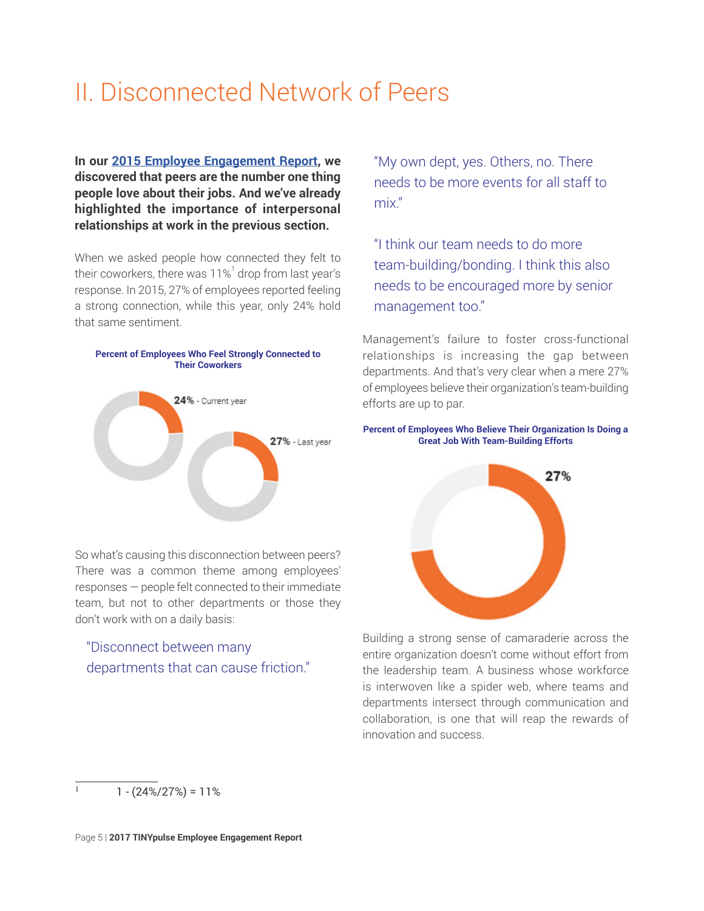# II. Disconnected Network of Peers

**In our 2015 Employee Engagement Report, we discovered that peers are the number one thing people love about their jobs. And we've already highlighted the importance of interpersonal relationships at work in the previous section.**

When we asked people how connected they felt to their coworkers, there was 11%[1] drop from last year's response. In 2015, 27% of employees reported feeling a strong connection, while this year, only 24% hold that same sentiment.

**Percent of Employees Who Feel Strongly Connected to Their Coworkers**

24% - Current year

27% - Last year

So what's causing this disconnection between peers? There was a common theme among employees' responses — people felt connected to their immediate team, but not to other departments or those they don't work with on a daily basis:

> "Disconnect between many departments that can cause friction."

> "My own dept, yes. Others, no. There needs to be more events for all staff to mix."

> "I think our team needs to do more team-building/bonding. I think this also needs to be encouraged more by senior management too."

Management's failure to foster cross-functional relationships is increasing the gap between departments. And that's very clear when a mere 27% of employees believe their organization's team-building efforts are up to par.

**Percent of Employees Who Believe Their Organization Is Doing a Great Job With Team-Building Efforts**

27%

Building a strong sense of camaraderie across the entire organization doesn't come without effort from the leadership team. A business whose workforce is interwoven like a spider web, where teams and departments intersect through communication and collaboration, is one that will reap the rewards of innovation and success.

---

[1] 1 - (24%/27%) = 11%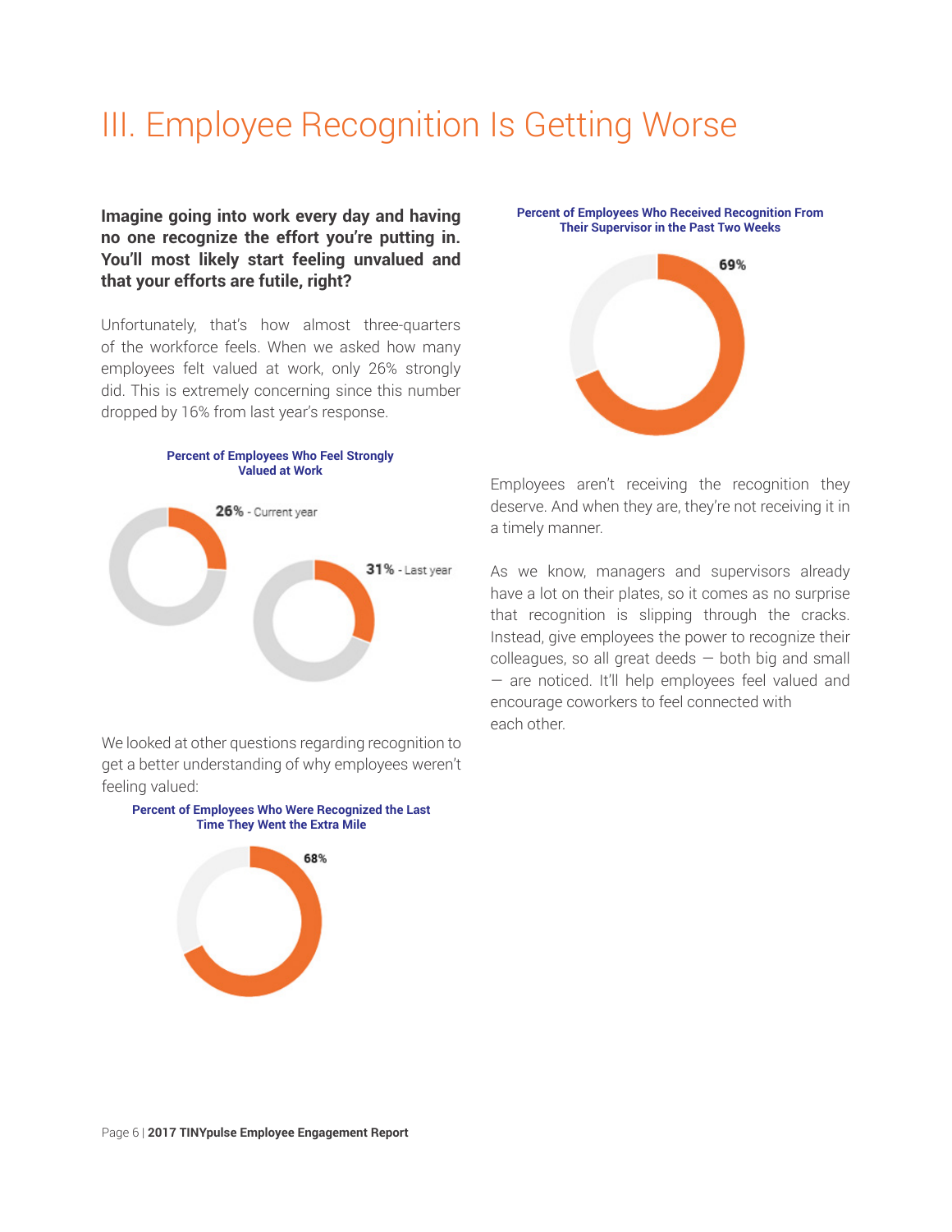# III. Employee Recognition Is Getting Worse

**Imagine going into work every day and having no one recognize the effort you're putting in. You'll most likely start feeling unvalued and that your efforts are futile, right?**

Unfortunately, that's how almost three-quarters of the workforce feels. When we asked how many employees felt valued at work, only 26% strongly did. This is extremely concerning since this number dropped by 16% from last year's response.

**Percent of Employees Who Feel Strongly Valued at Work**

26% - Current year

31% - Last year

We looked at other questions regarding recognition to get a better understanding of why employees weren't feeling valued:

**Percent of Employees Who Were Recognized the Last Time They Went the Extra Mile**

68%

**Percent of Employees Who Received Recognition From Their Supervisor in the Past Two Weeks**

69%

Employees aren't receiving the recognition they deserve. And when they are, they're not receiving it in a timely manner.

As we know, managers and supervisors already have a lot on their plates, so it comes as no surprise that recognition is slipping through the cracks. Instead, give employees the power to recognize their colleagues, so all great deeds — both big and small — are noticed. It'll help employees feel valued and encourage coworkers to feel connected with each other.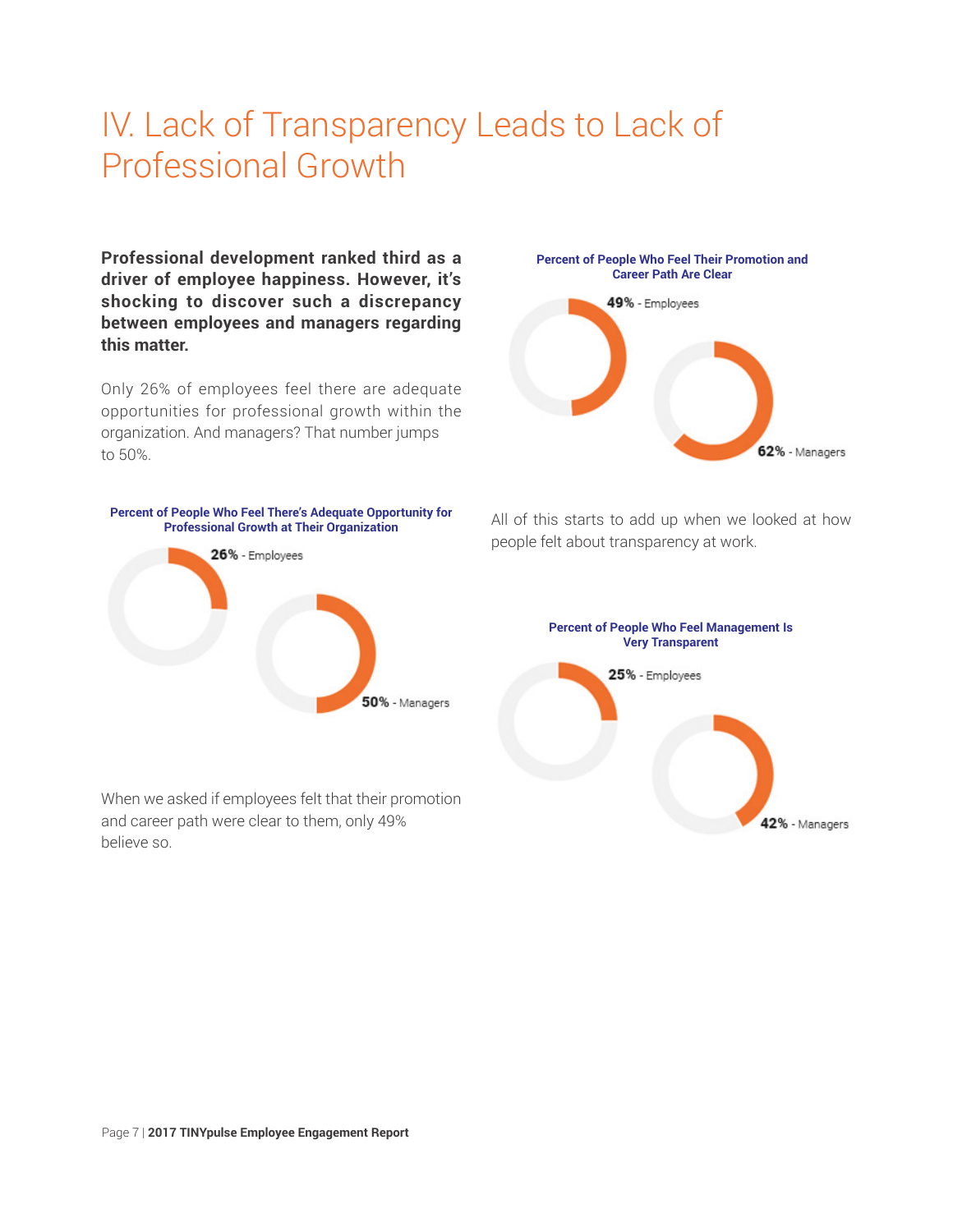# IV. Lack of Transparency Leads to Lack of Professional Growth

**Professional development ranked third as a driver of employee happiness. However, it's shocking to discover such a discrepancy between employees and managers regarding this matter.**

Only 26% of employees feel there are adequate opportunities for professional growth within the organization. And managers? That number jumps to 50%.

**Percent of People Who Feel There's Adequate Opportunity for Professional Growth at Their Organization**

**26%** - Employees

**50%** - Managers

When we asked if employees felt that their promotion and career path were clear to them, only 49% believe so.

**Percent of People Who Feel Their Promotion and Career Path Are Clear**

**49%** - Employees

**62%** - Managers

All of this starts to add up when we looked at how people felt about transparency at work.

**Percent of People Who Feel Management Is Very Transparent**

**25%** - Employees

**42%** - Managers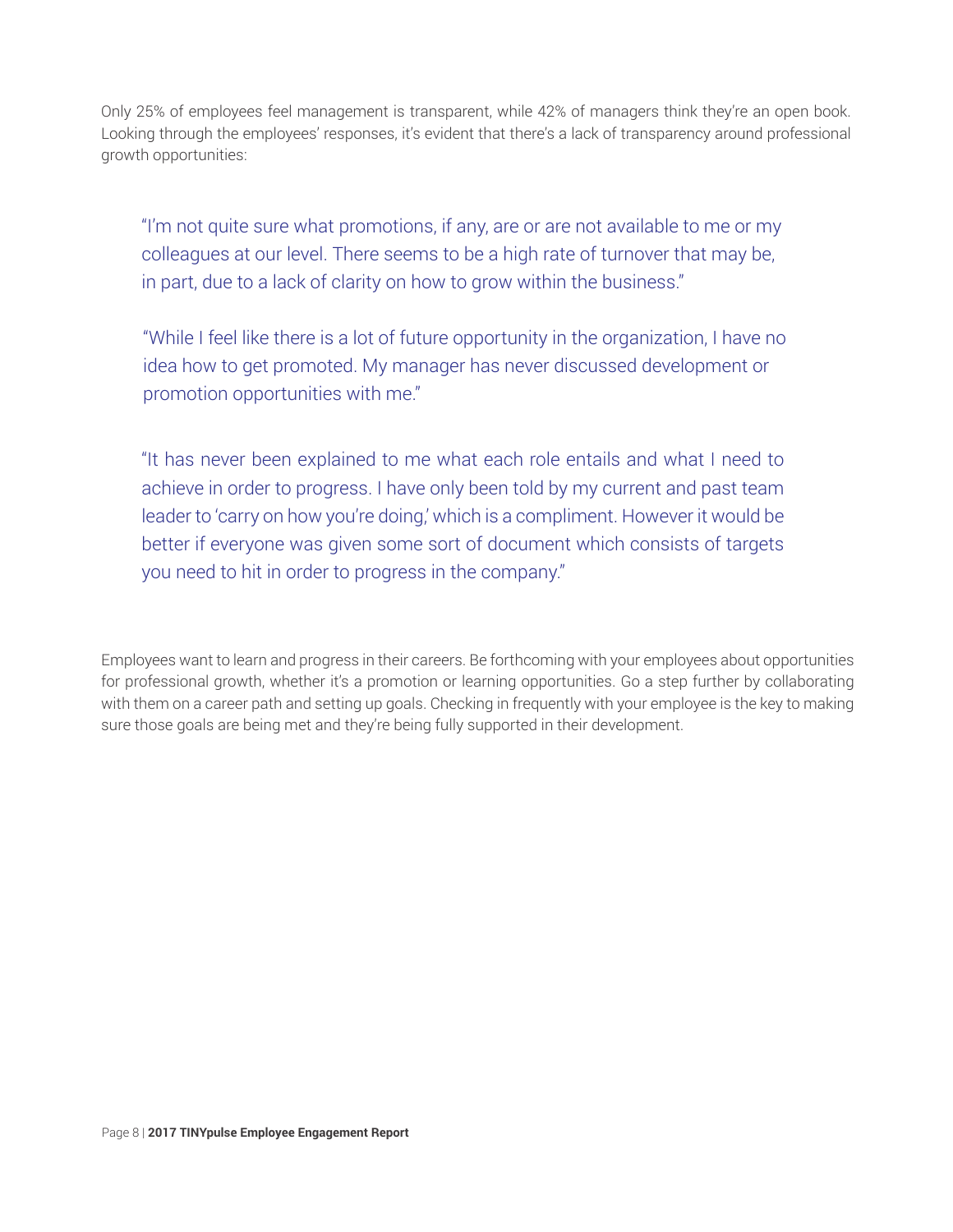Only 25% of employees feel management is transparent, while 42% of managers think they're an open book. Looking through the employees' responses, it's evident that there's a lack of transparency around professional growth opportunities:

> "I'm not quite sure what promotions, if any, are or are not available to me or my colleagues at our level. There seems to be a high rate of turnover that may be, in part, due to a lack of clarity on how to grow within the business."

> "While I feel like there is a lot of future opportunity in the organization, I have no idea how to get promoted. My manager has never discussed development or promotion opportunities with me."

> "It has never been explained to me what each role entails and what I need to achieve in order to progress. I have only been told by my current and past team leader to 'carry on how you're doing,' which is a compliment. However it would be better if everyone was given some sort of document which consists of targets you need to hit in order to progress in the company."

Employees want to learn and progress in their careers. Be forthcoming with your employees about opportunities for professional growth, whether it's a promotion or learning opportunities. Go a step further by collaborating with them on a career path and setting up goals. Checking in frequently with your employee is the key to making sure those goals are being met and they're being fully supported in their development.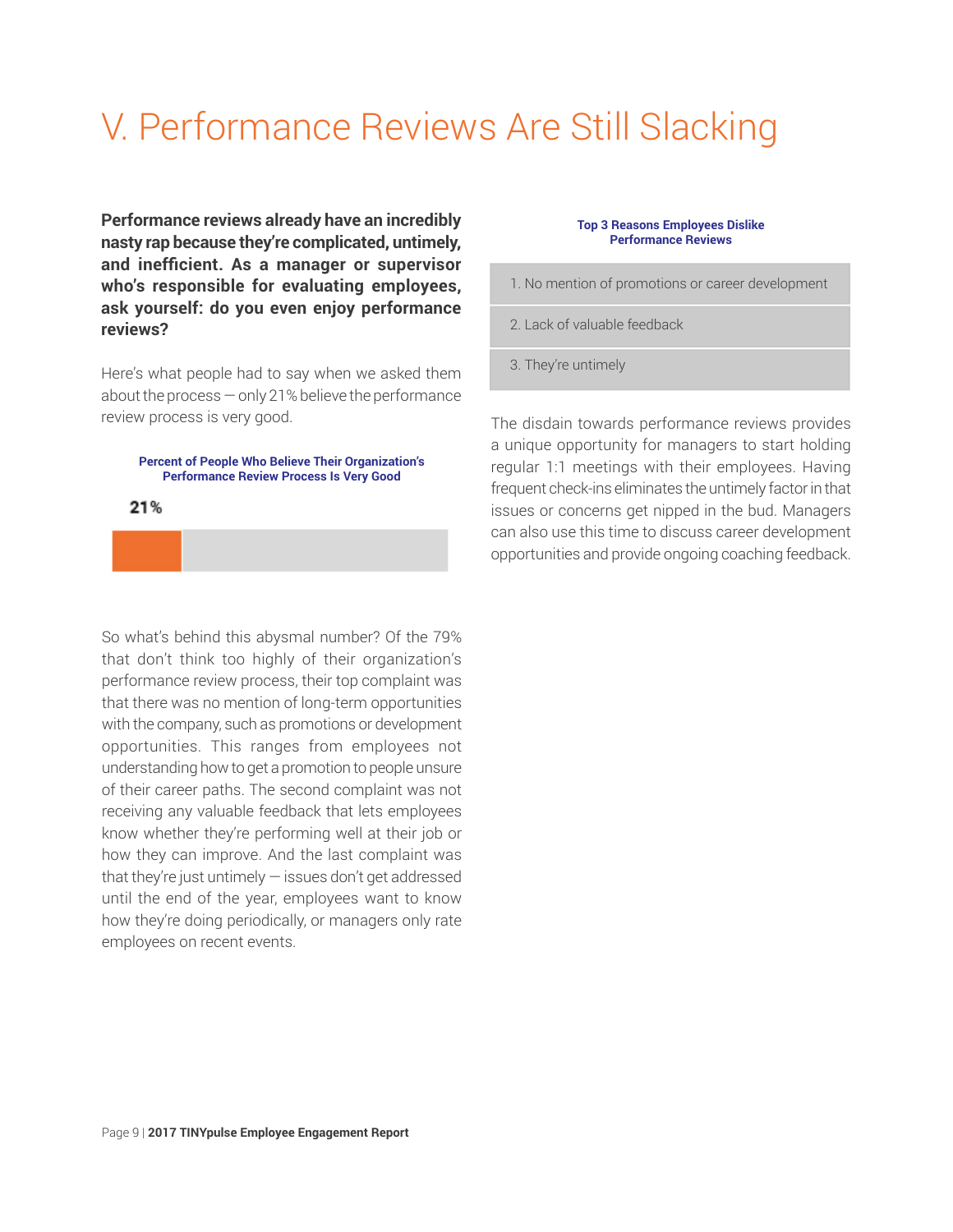# V. Performance Reviews Are Still Slacking

**Performance reviews already have an incredibly nasty rap because they're complicated, untimely, and inefficient. As a manager or supervisor who's responsible for evaluating employees, ask yourself: do you even enjoy performance reviews?**

Here's what people had to say when we asked them about the process — only 21% believe the performance review process is very good.

**Percent of People Who Believe Their Organization's Performance Review Process Is Very Good**

21%

So what's behind this abysmal number? Of the 79% that don't think too highly of their organization's performance review process, their top complaint was that there was no mention of long-term opportunities with the company, such as promotions or development opportunities. This ranges from employees not understanding how to get a promotion to people unsure of their career paths. The second complaint was not receiving any valuable feedback that lets employees know whether they're performing well at their job or how they can improve. And the last complaint was that they're just untimely — issues don't get addressed until the end of the year, employees want to know how they're doing periodically, or managers only rate employees on recent events.

**Top 3 Reasons Employees Dislike Performance Reviews**

1. No mention of promotions or career development
2. Lack of valuable feedback
3. They're untimely

The disdain towards performance reviews provides a unique opportunity for managers to start holding regular 1:1 meetings with their employees. Having frequent check-ins eliminates the untimely factor in that issues or concerns get nipped in the bud. Managers can also use this time to discuss career development opportunities and provide ongoing coaching feedback.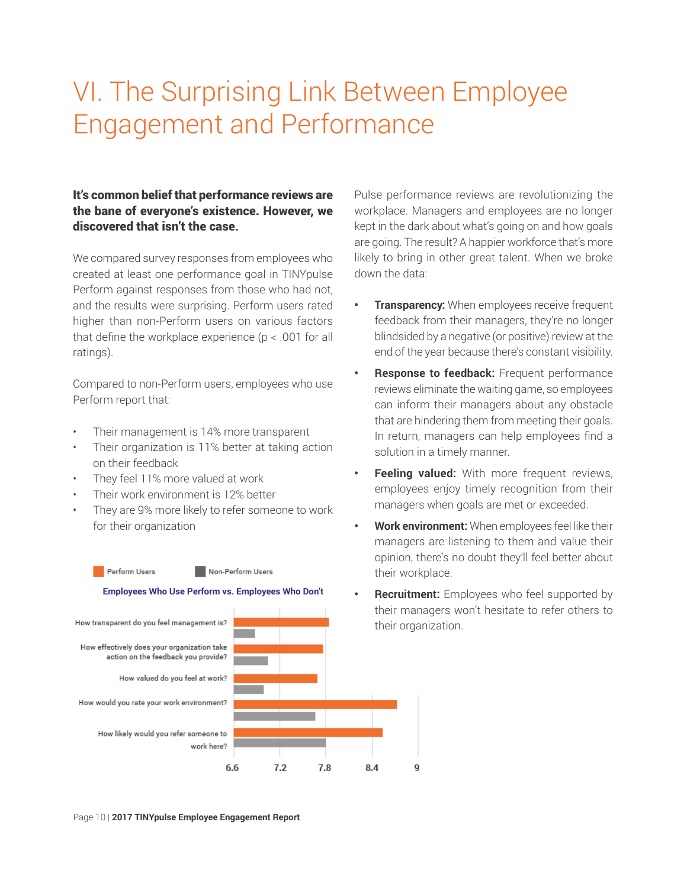# VI. The Surprising Link Between Employee Engagement and Performance

**It's common belief that performance reviews are the bane of everyone's existence. However, we discovered that isn't the case.**

We compared survey responses from employees who created at least one performance goal in TINYpulse Perform against responses from those who had not, and the results were surprising. Perform users rated higher than non-Perform users on various factors that define the workplace experience ($p < .001$ for all ratings).

Compared to non-Perform users, employees who use Perform report that:

- Their management is 14% more transparent
- Their organization is 11% better at taking action on their feedback
- They feel 11% more valued at work
- Their work environment is 12% better
- They are 9% more likely to refer someone to work for their organization

Perform Users | Non-Perform Users

**Employees Who Use Perform vs. Employees Who Don't**

- How transparent do you feel management is?
- How effectively does your organization take action on the feedback you provide?
- How valued do you feel at work?
- How would you rate your work environment?
- How likely would you refer someone to work here?

6.6 | 7.2 | 7.8 | 8.4 | 9

Pulse performance reviews are revolutionizing the workplace. Managers and employees are no longer kept in the dark about what's going on and how goals are going. The result? A happier workforce that's more likely to bring in other great talent. When we broke down the data:

- **Transparency:** When employees receive frequent feedback from their managers, they're no longer blindsided by a negative (or positive) review at the end of the year because there's constant visibility.
- **Response to feedback:** Frequent performance reviews eliminate the waiting game, so employees can inform their managers about any obstacle that are hindering them from meeting their goals. In return, managers can help employees find a solution in a timely manner.
- **Feeling valued:** With more frequent reviews, employees enjoy timely recognition from their managers when goals are met or exceeded.
- **Work environment:** When employees feel like their managers are listening to them and value their opinion, there's no doubt they'll feel better about their workplace.
- **Recruitment:** Employees who feel supported by their managers won't hesitate to refer others to their organization.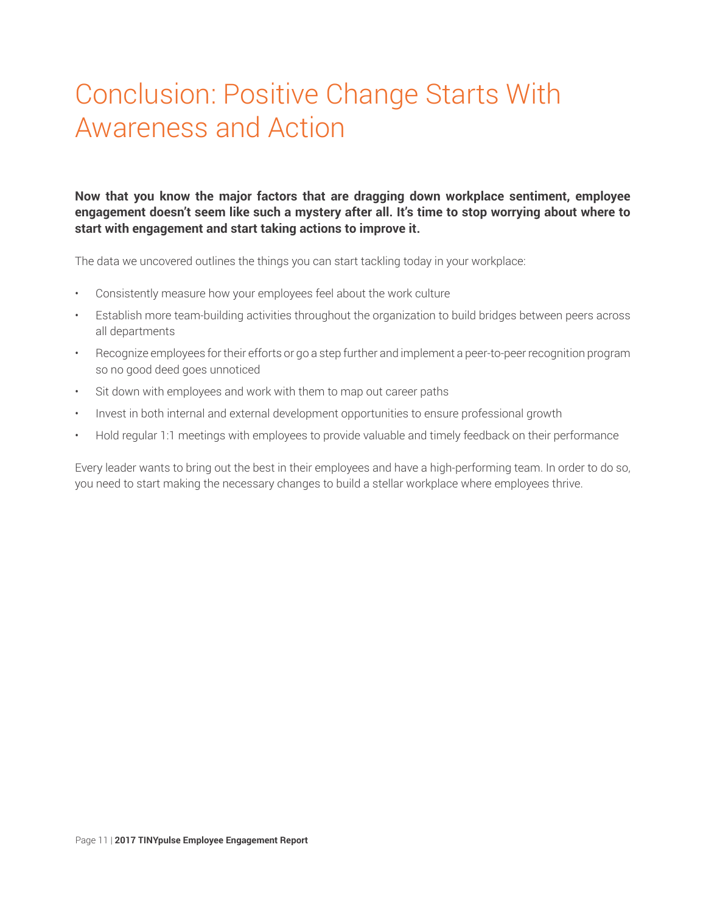# Conclusion: Positive Change Starts With Awareness and Action

**Now that you know the major factors that are dragging down workplace sentiment, employee engagement doesn't seem like such a mystery after all. It's time to stop worrying about where to start with engagement and start taking actions to improve it.**

The data we uncovered outlines the things you can start tackling today in your workplace:

- Consistently measure how your employees feel about the work culture
- Establish more team-building activities throughout the organization to build bridges between peers across all departments
- Recognize employees for their efforts or go a step further and implement a peer-to-peer recognition program so no good deed goes unnoticed
- Sit down with employees and work with them to map out career paths
- Invest in both internal and external development opportunities to ensure professional growth
- Hold regular 1:1 meetings with employees to provide valuable and timely feedback on their performance

Every leader wants to bring out the best in their employees and have a high-performing team. In order to do so, you need to start making the necessary changes to build a stellar workplace where employees thrive.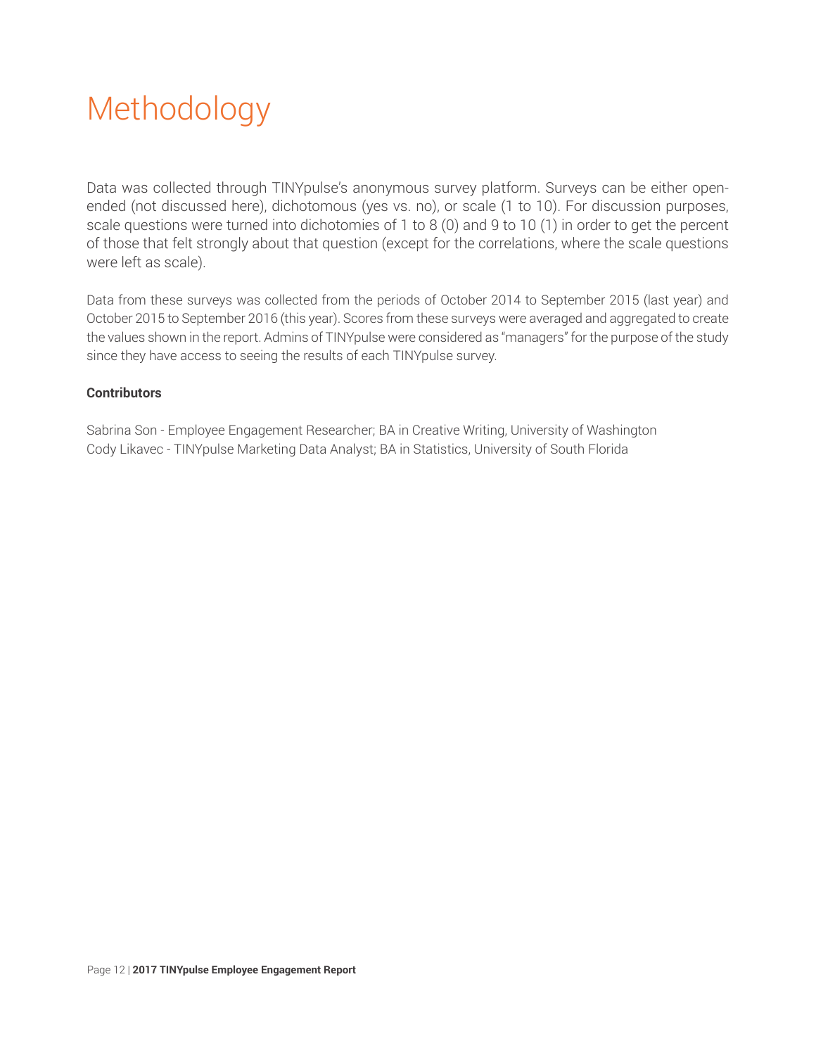# Methodology

Data was collected through TINYpulse's anonymous survey platform. Surveys can be either open-ended (not discussed here), dichotomous (yes vs. no), or scale (1 to 10). For discussion purposes, scale questions were turned into dichotomies of 1 to 8 (0) and 9 to 10 (1) in order to get the percent of those that felt strongly about that question (except for the correlations, where the scale questions were left as scale).

Data from these surveys was collected from the periods of October 2014 to September 2015 (last year) and October 2015 to September 2016 (this year). Scores from these surveys were averaged and aggregated to create the values shown in the report. Admins of TINYpulse were considered as "managers" for the purpose of the study since they have access to seeing the results of each TINYpulse survey.

**Contributors**

Sabrina Son - Employee Engagement Researcher; BA in Creative Writing, University of Washington
Cody Likavec - TINYpulse Marketing Data Analyst; BA in Statistics, University of South Florida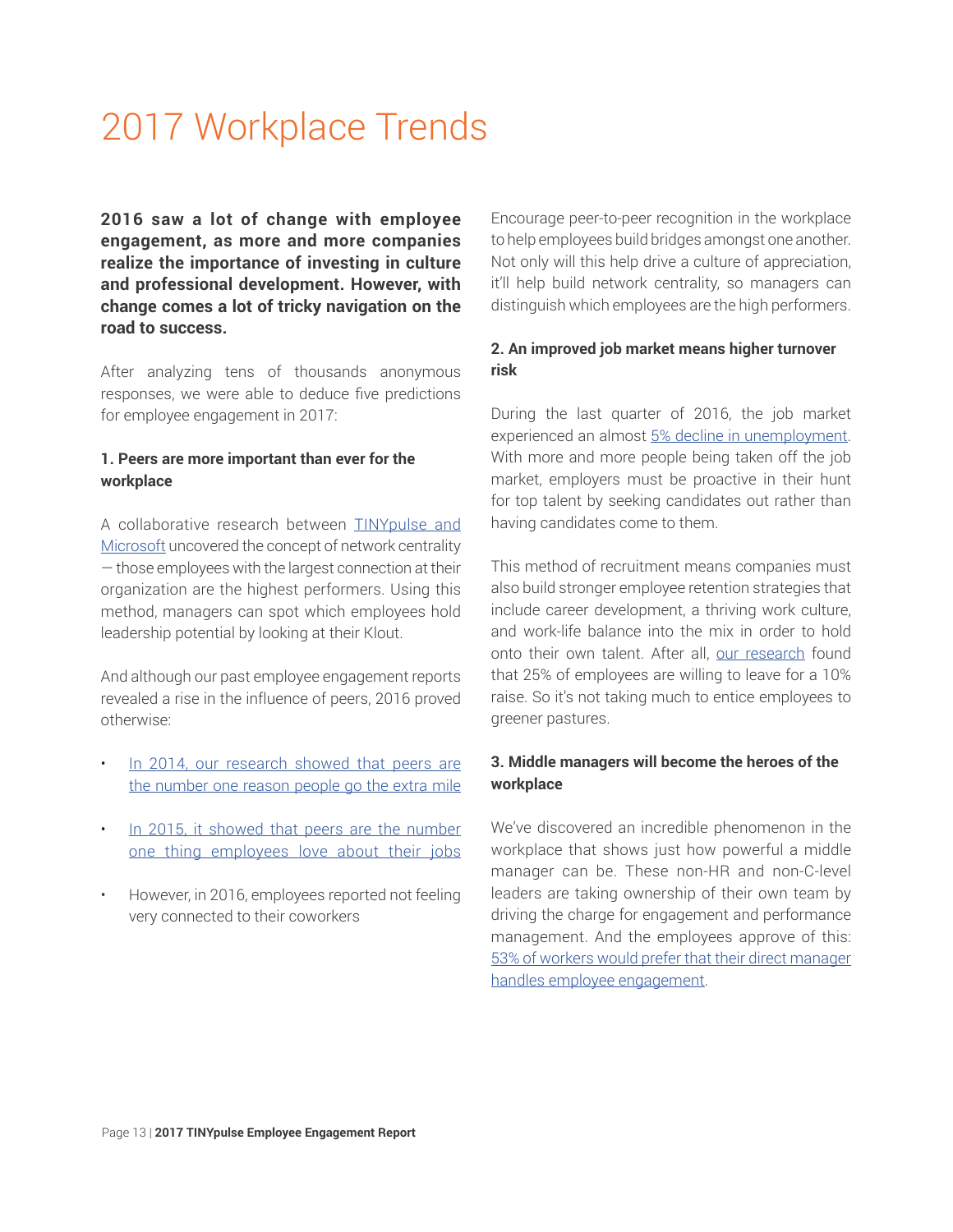# 2017 Workplace Trends

**2016 saw a lot of change with employee engagement, as more and more companies realize the importance of investing in culture and professional development. However, with change comes a lot of tricky navigation on the road to success.**

After analyzing tens of thousands anonymous responses, we were able to deduce five predictions for employee engagement in 2017:

### 1. Peers are more important than ever for the workplace

A collaborative research between TINYpulse and Microsoft uncovered the concept of network centrality — those employees with the largest connection at their organization are the highest performers. Using this method, managers can spot which employees hold leadership potential by looking at their Klout.

And although our past employee engagement reports revealed a rise in the influence of peers, 2016 proved otherwise:

- In 2014, our research showed that peers are the number one reason people go the extra mile
- In 2015, it showed that peers are the number one thing employees love about their jobs
- However, in 2016, employees reported not feeling very connected to their coworkers

Encourage peer-to-peer recognition in the workplace to help employees build bridges amongst one another. Not only will this help drive a culture of appreciation, it'll help build network centrality, so managers can distinguish which employees are the high performers.

### 2. An improved job market means higher turnover risk

During the last quarter of 2016, the job market experienced an almost 5% decline in unemployment. With more and more people being taken off the job market, employers must be proactive in their hunt for top talent by seeking candidates out rather than having candidates come to them.

This method of recruitment means companies must also build stronger employee retention strategies that include career development, a thriving work culture, and work-life balance into the mix in order to hold onto their own talent. After all, our research found that 25% of employees are willing to leave for a 10% raise. So it's not taking much to entice employees to greener pastures.

### 3. Middle managers will become the heroes of the workplace

We've discovered an incredible phenomenon in the workplace that shows just how powerful a middle manager can be. These non-HR and non-C-level leaders are taking ownership of their own team by driving the charge for engagement and performance management. And the employees approve of this: 53% of workers would prefer that their direct manager handles employee engagement.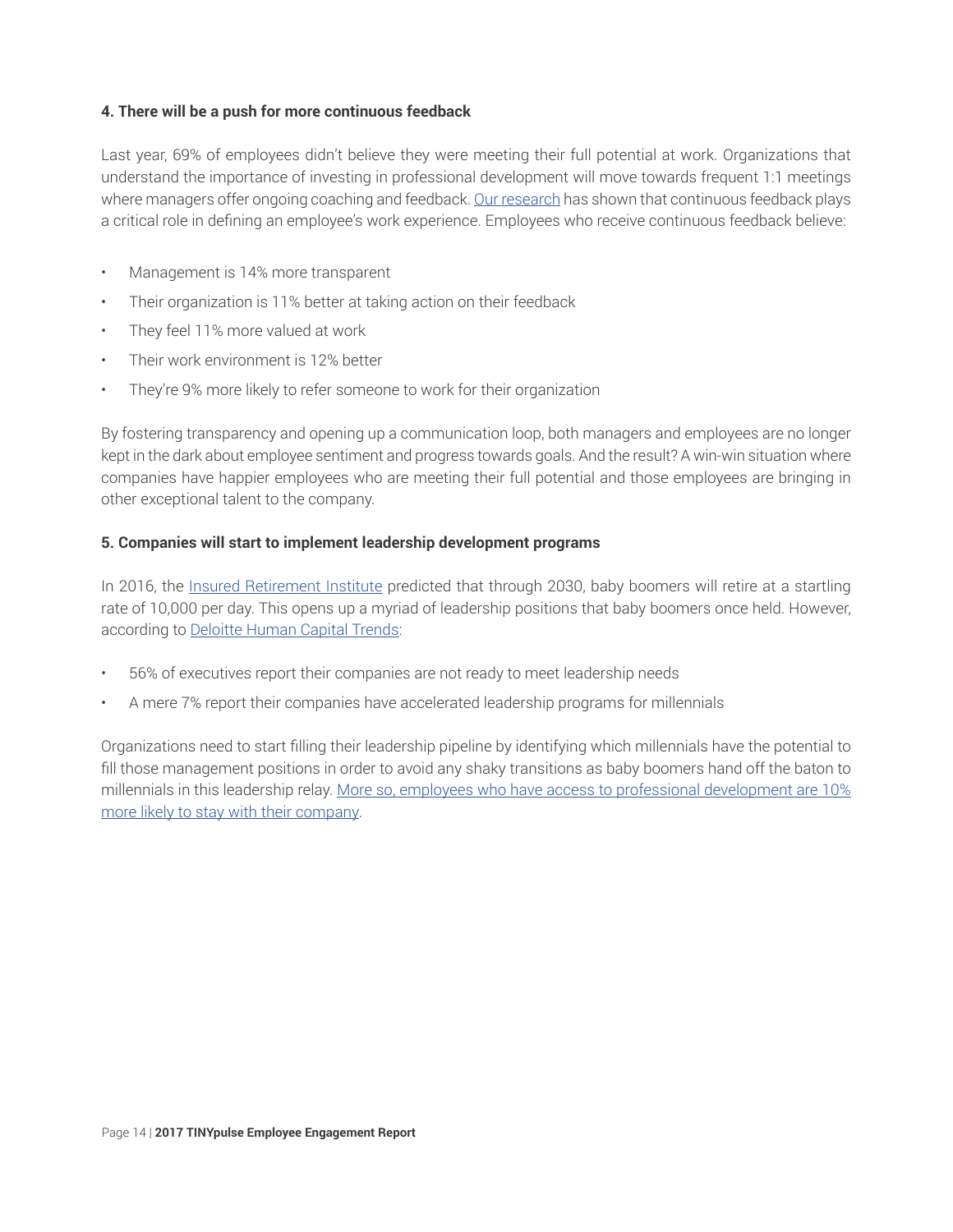**4. There will be a push for more continuous feedback**

Last year, 69% of employees didn't believe they were meeting their full potential at work. Organizations that understand the importance of investing in professional development will move towards frequent 1:1 meetings where managers offer ongoing coaching and feedback. Our research has shown that continuous feedback plays a critical role in defining an employee's work experience. Employees who receive continuous feedback believe:

- Management is 14% more transparent
- Their organization is 11% better at taking action on their feedback
- They feel 11% more valued at work
- Their work environment is 12% better
- They're 9% more likely to refer someone to work for their organization

By fostering transparency and opening up a communication loop, both managers and employees are no longer kept in the dark about employee sentiment and progress towards goals. And the result? A win-win situation where companies have happier employees who are meeting their full potential and those employees are bringing in other exceptional talent to the company.

**5. Companies will start to implement leadership development programs**

In 2016, the Insured Retirement Institute predicted that through 2030, baby boomers will retire at a startling rate of 10,000 per day. This opens up a myriad of leadership positions that baby boomers once held. However, according to Deloitte Human Capital Trends:

- 56% of executives report their companies are not ready to meet leadership needs
- A mere 7% report their companies have accelerated leadership programs for millennials

Organizations need to start filling their leadership pipeline by identifying which millennials have the potential to fill those management positions in order to avoid any shaky transitions as baby boomers hand off the baton to millennials in this leadership relay. More so, employees who have access to professional development are 10% more likely to stay with their company.